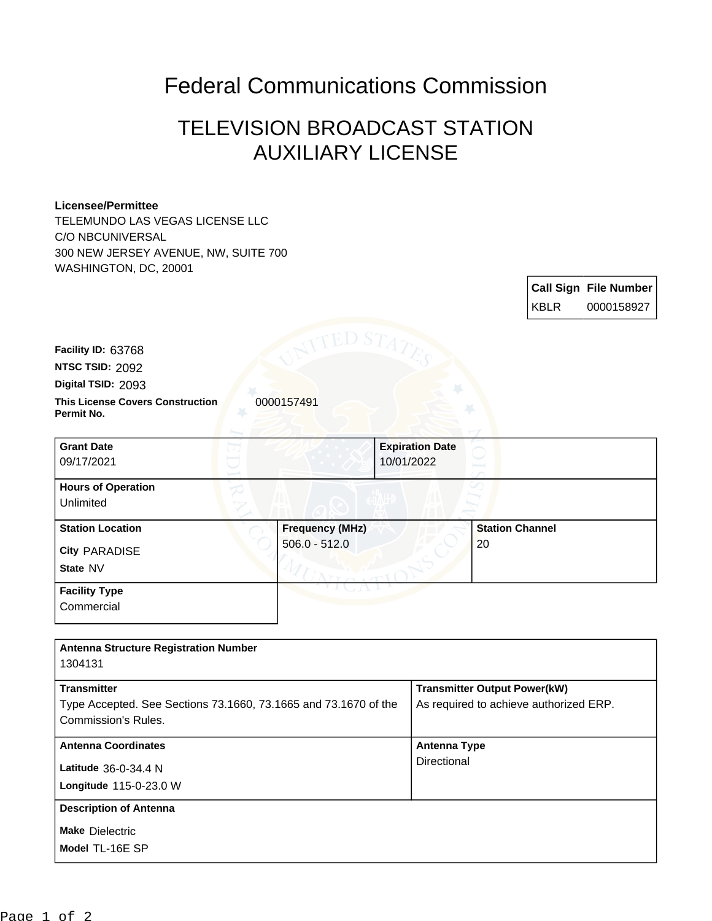# Federal Communications Commission

## TELEVISION BROADCAST STATION AUXILIARY LICENSE

**Licensee/Permittee**
TELEMUNDO LAS VEGAS LICENSE LLC
C/O NBCUNIVERSAL
300 NEW JERSEY AVENUE, NW, SUITE 700
WASHINGTON, DC, 20001

| Call Sign | File Number |
|---|---|
| KBLR | 0000158927 |

**Facility ID:** 63768
**NTSC TSID:** 2092
**Digital TSID:** 2093
**This License Covers Construction Permit No.** 0000157491

| Grant Date | Expiration Date |
|---|---|
| 09/17/2021 | 10/01/2022 |

**Hours of Operation**
Unlimited

| Station Location | Frequency (MHz) | Station Channel |
|---|---|---|
| City PARADISE<br>State NV | 506.0 - 512.0 | 20 |

**Facility Type**
Commercial

**Antenna Structure Registration Number**
1304131

| Transmitter | Transmitter Output Power(kW) |
|---|---|
| Type Accepted. See Sections 73.1660, 73.1665 and 73.1670 of the Commission's Rules. | As required to achieve authorized ERP. |

| Antenna Coordinates | Antenna Type |
|---|---|
| Latitude 36-0-34.4 N<br>Longitude 115-0-23.0 W | Directional |

**Description of Antenna**
**Make** Dielectric
**Model** TL-16E SP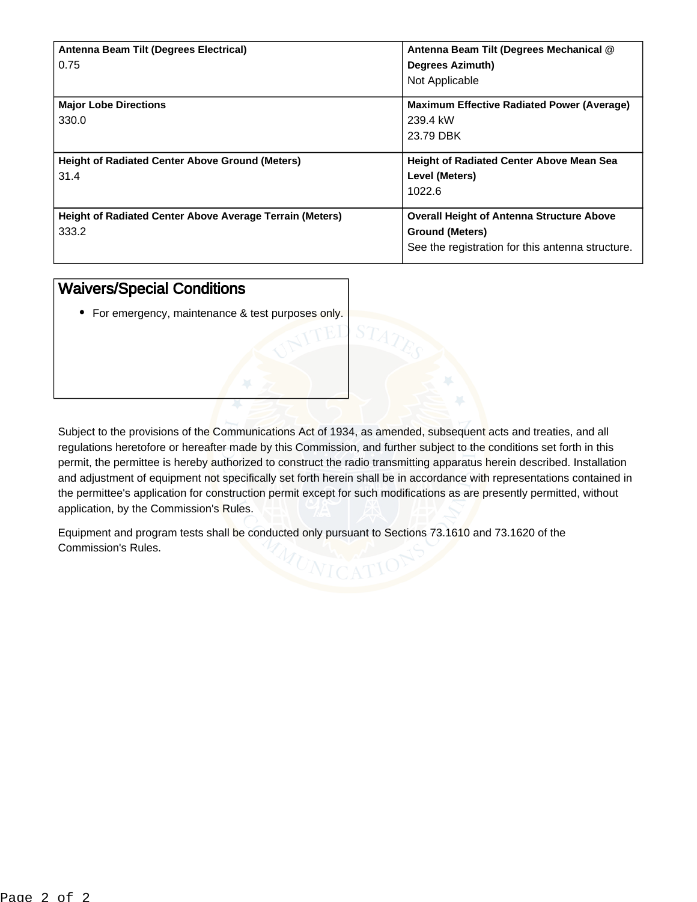| | |
|---|---|
| **Antenna Beam Tilt (Degrees Electrical)**<br>0.75 | **Antenna Beam Tilt (Degrees Mechanical @ Degrees Azimuth)**<br>Not Applicable |
| **Major Lobe Directions**<br>330.0 | **Maximum Effective Radiated Power (Average)**<br>239.4 kW<br>23.79 DBK |
| **Height of Radiated Center Above Ground (Meters)**<br>31.4 | **Height of Radiated Center Above Mean Sea Level (Meters)**<br>1022.6 |
| **Height of Radiated Center Above Average Terrain (Meters)**<br>333.2 | **Overall Height of Antenna Structure Above Ground (Meters)**<br>See the registration for this antenna structure. |

## Waivers/Special Conditions

- For emergency, maintenance & test purposes only.

Subject to the provisions of the Communications Act of 1934, as amended, subsequent acts and treaties, and all regulations heretofore or hereafter made by this Commission, and further subject to the conditions set forth in this permit, the permittee is hereby authorized to construct the radio transmitting apparatus herein described. Installation and adjustment of equipment not specifically set forth herein shall be in accordance with representations contained in the permittee's application for construction permit except for such modifications as are presently permitted, without application, by the Commission's Rules.

Equipment and program tests shall be conducted only pursuant to Sections 73.1610 and 73.1620 of the Commission's Rules.